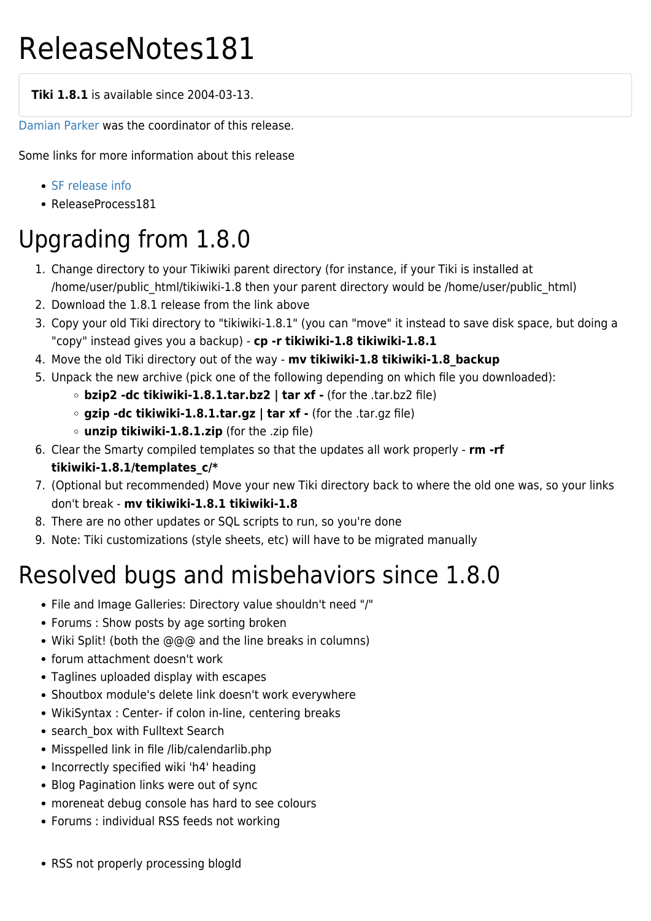# ReleaseNotes181

**Tiki 1.8.1** is available since 2004-03-13.

Damian Parker was the coordinator of this release.

Some links for more information about this release

- SF release info
- ReleaseProcess181

# Upgrading from 1.8.0

1. Change directory to your Tikiwiki parent directory (for instance, if your Tiki is installed at /home/user/public_html/tikiwiki-1.8 then your parent directory would be /home/user/public_html)
2. Download the 1.8.1 release from the link above
3. Copy your old Tiki directory to "tikiwiki-1.8.1" (you can "move" it instead to save disk space, but doing a "copy" instead gives you a backup) - **cp -r tikiwiki-1.8 tikiwiki-1.8.1**
4. Move the old Tiki directory out of the way - **mv tikiwiki-1.8 tikiwiki-1.8_backup**
5. Unpack the new archive (pick one of the following depending on which file you downloaded):
   - **bzip2 -dc tikiwiki-1.8.1.tar.bz2 | tar xf -** (for the .tar.bz2 file)
   - **gzip -dc tikiwiki-1.8.1.tar.gz | tar xf -** (for the .tar.gz file)
   - **unzip tikiwiki-1.8.1.zip** (for the .zip file)
6. Clear the Smarty compiled templates so that the updates all work properly - **rm -rf tikiwiki-1.8.1/templates_c/***
7. (Optional but recommended) Move your new Tiki directory back to where the old one was, so your links don't break - **mv tikiwiki-1.8.1 tikiwiki-1.8**
8. There are no other updates or SQL scripts to run, so you're done
9. Note: Tiki customizations (style sheets, etc) will have to be migrated manually

# Resolved bugs and misbehaviors since 1.8.0

- File and Image Galleries: Directory value shouldn't need "/"
- Forums : Show posts by age sorting broken
- Wiki Split! (both the @@@ and the line breaks in columns)
- forum attachment doesn't work
- Taglines uploaded display with escapes
- Shoutbox module's delete link doesn't work everywhere
- WikiSyntax : Center- if colon in-line, centering breaks
- search_box with Fulltext Search
- Misspelled link in file /lib/calendarlib.php
- Incorrectly specified wiki 'h4' heading
- Blog Pagination links were out of sync
- moreneat debug console has hard to see colours
- Forums : individual RSS feeds not working

- RSS not properly processing blogId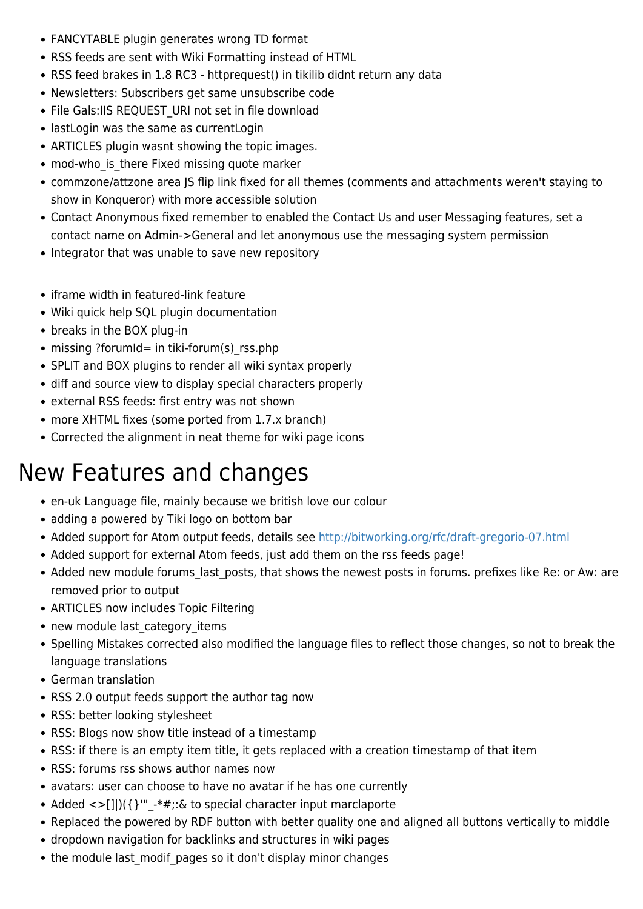- FANCYTABLE plugin generates wrong TD format
- RSS feeds are sent with Wiki Formatting instead of HTML
- RSS feed brakes in 1.8 RC3 - httprequest() in tikilib didnt return any data
- Newsletters: Subscribers get same unsubscribe code
- File Gals:IIS REQUEST_URI not set in file download
- lastLogin was the same as currentLogin
- ARTICLES plugin wasnt showing the topic images.
- mod-who_is_there Fixed missing quote marker
- commzone/attzone area JS flip link fixed for all themes (comments and attachments weren't staying to show in Konqueror) with more accessible solution
- Contact Anonymous fixed remember to enabled the Contact Us and user Messaging features, set a contact name on Admin->General and let anonymous use the messaging system permission
- Integrator that was unable to save new repository

- iframe width in featured-link feature
- Wiki quick help SQL plugin documentation
- breaks in the BOX plug-in
- missing ?forumId= in tiki-forum(s)_rss.php
- SPLIT and BOX plugins to render all wiki syntax properly
- diff and source view to display special characters properly
- external RSS feeds: first entry was not shown
- more XHTML fixes (some ported from 1.7.x branch)
- Corrected the alignment in neat theme for wiki page icons

# New Features and changes

- en-uk Language file, mainly because we british love our colour
- adding a powered by Tiki logo on bottom bar
- Added support for Atom output feeds, details see http://bitworking.org/rfc/draft-gregorio-07.html
- Added support for external Atom feeds, just add them on the rss feeds page!
- Added new module forums_last_posts, that shows the newest posts in forums. prefixes like Re: or Aw: are removed prior to output
- ARTICLES now includes Topic Filtering
- new module last_category_items
- Spelling Mistakes corrected also modified the language files to reflect those changes, so not to break the language translations
- German translation
- RSS 2.0 output feeds support the author tag now
- RSS: better looking stylesheet
- RSS: Blogs now show title instead of a timestamp
- RSS: if there is an empty item title, it gets replaced with a creation timestamp of that item
- RSS: forums rss shows author names now
- avatars: user can choose to have no avatar if he has one currently
- Added <>[]|)({}'"_-*#;:& to special character input marclaporte
- Replaced the powered by RDF button with better quality one and aligned all buttons vertically to middle
- dropdown navigation for backlinks and structures in wiki pages
- the module last_modif_pages so it don't display minor changes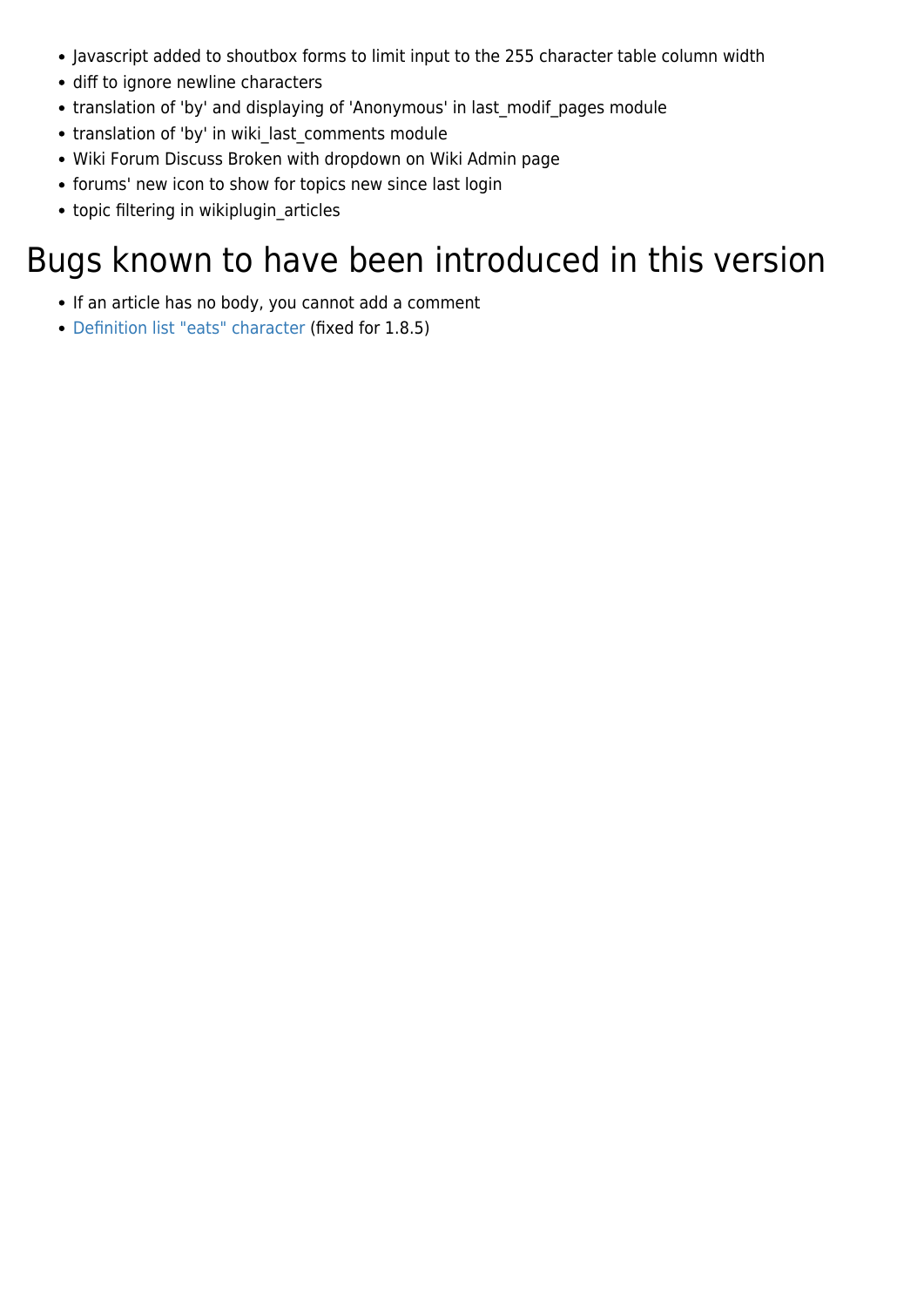- Javascript added to shoutbox forms to limit input to the 255 character table column width
- diff to ignore newline characters
- translation of 'by' and displaying of 'Anonymous' in last_modif_pages module
- translation of 'by' in wiki_last_comments module
- Wiki Forum Discuss Broken with dropdown on Wiki Admin page
- forums' new icon to show for topics new since last login
- topic filtering in wikiplugin_articles

# Bugs known to have been introduced in this version

- If an article has no body, you cannot add a comment
- Definition list "eats" character (fixed for 1.8.5)